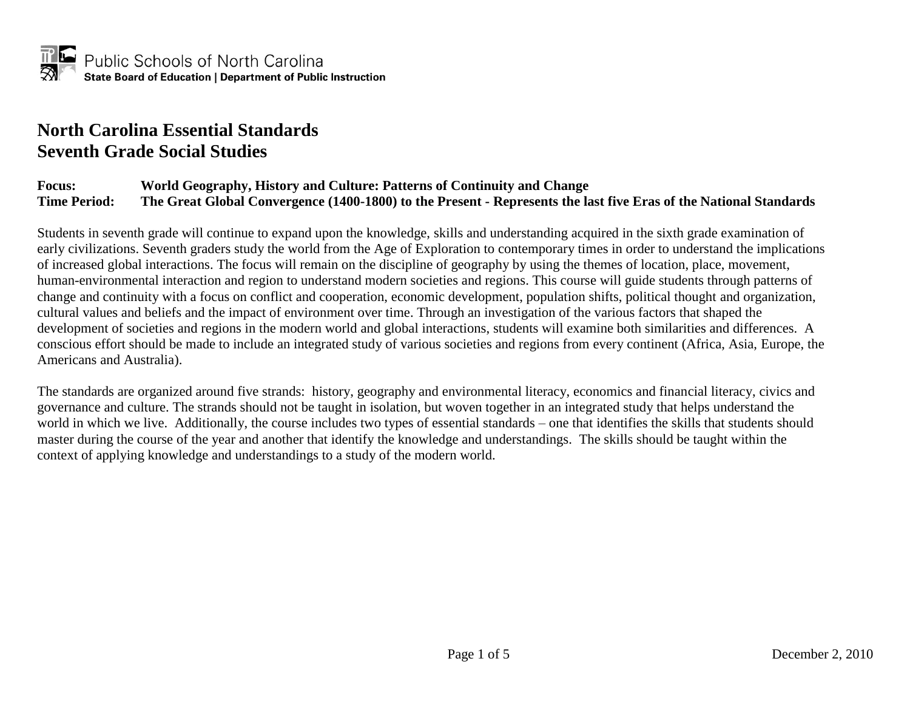Public Schools of North Carolina
**State Board of Education | Department of Public Instruction**

# North Carolina Essential Standards
# Seventh Grade Social Studies

**Focus:** **World Geography, History and Culture: Patterns of Continuity and Change**
**Time Period:** **The Great Global Convergence (1400-1800) to the Present - Represents the last five Eras of the National Standards**

Students in seventh grade will continue to expand upon the knowledge, skills and understanding acquired in the sixth grade examination of early civilizations. Seventh graders study the world from the Age of Exploration to contemporary times in order to understand the implications of increased global interactions. The focus will remain on the discipline of geography by using the themes of location, place, movement, human-environmental interaction and region to understand modern societies and regions. This course will guide students through patterns of change and continuity with a focus on conflict and cooperation, economic development, population shifts, political thought and organization, cultural values and beliefs and the impact of environment over time. Through an investigation of the various factors that shaped the development of societies and regions in the modern world and global interactions, students will examine both similarities and differences. A conscious effort should be made to include an integrated study of various societies and regions from every continent (Africa, Asia, Europe, the Americans and Australia).

The standards are organized around five strands: history, geography and environmental literacy, economics and financial literacy, civics and governance and culture. The strands should not be taught in isolation, but woven together in an integrated study that helps understand the world in which we live. Additionally, the course includes two types of essential standards – one that identifies the skills that students should master during the course of the year and another that identify the knowledge and understandings. The skills should be taught within the context of applying knowledge and understandings to a study of the modern world.

December 2, 2010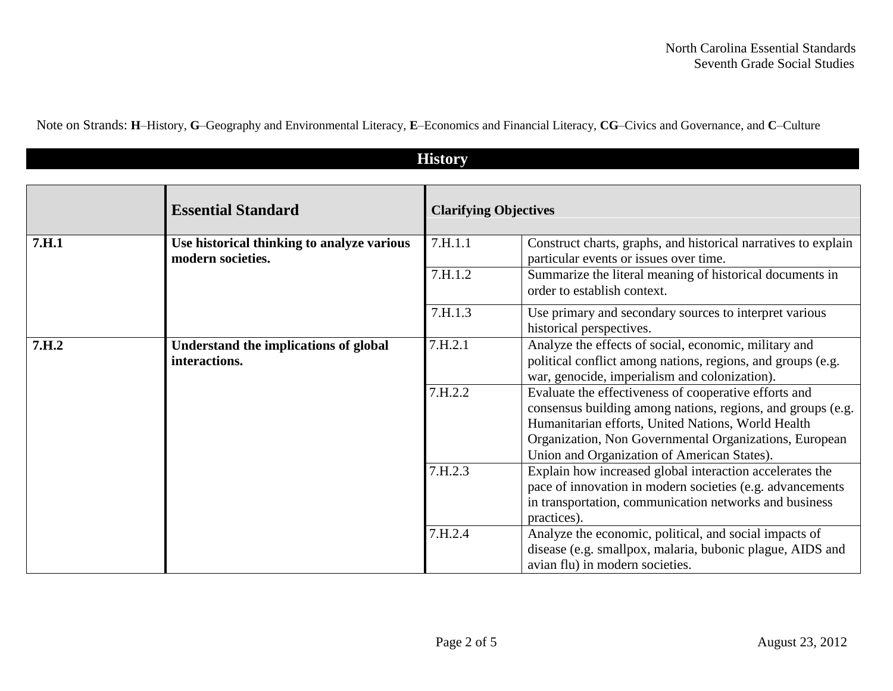Note on Strands: **H**–History, **G**–Geography and Environmental Literacy, **E**–Economics and Financial Literacy, **CG**–Civics and Governance, and **C**–Culture

## History

| | Essential Standard | Clarifying Objectives | |
|---|---|---|---|
| **7.H.1** | **Use historical thinking to analyze various modern societies.** | 7.H.1.1 | Construct charts, graphs, and historical narratives to explain particular events or issues over time. |
| | | 7.H.1.2 | Summarize the literal meaning of historical documents in order to establish context. |
| | | 7.H.1.3 | Use primary and secondary sources to interpret various historical perspectives. |
| **7.H.2** | **Understand the implications of global interactions.** | 7.H.2.1 | Analyze the effects of social, economic, military and political conflict among nations, regions, and groups (e.g. war, genocide, imperialism and colonization). |
| | | 7.H.2.2 | Evaluate the effectiveness of cooperative efforts and consensus building among nations, regions, and groups (e.g. Humanitarian efforts, United Nations, World Health Organization, Non Governmental Organizations, European Union and Organization of American States). |
| | | 7.H.2.3 | Explain how increased global interaction accelerates the pace of innovation in modern societies (e.g. advancements in transportation, communication networks and business practices). |
| | | 7.H.2.4 | Analyze the economic, political, and social impacts of disease (e.g. smallpox, malaria, bubonic plague, AIDS and avian flu) in modern societies. |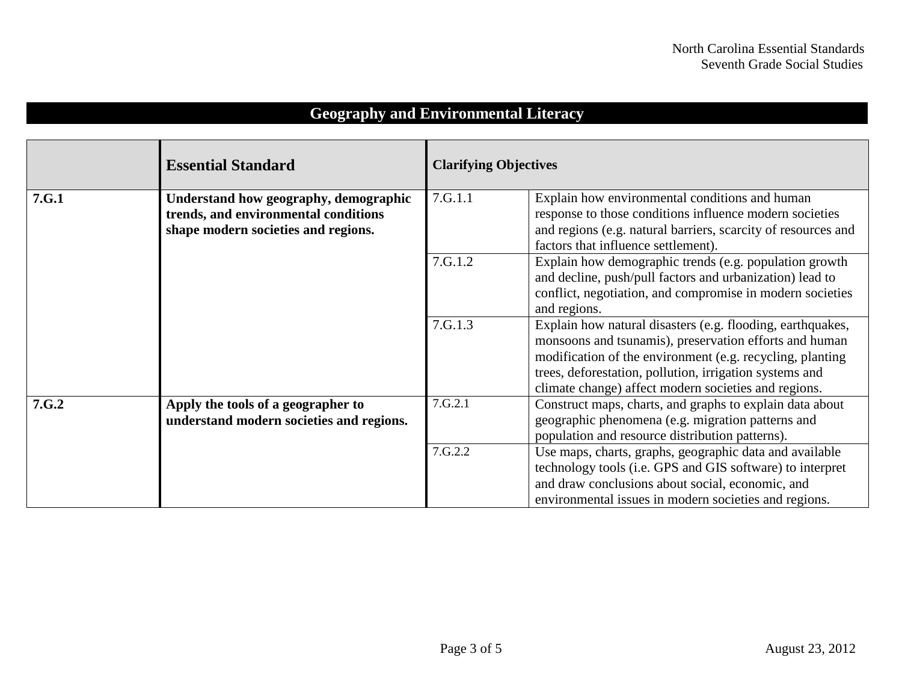## Geography and Environmental Literacy

| | Essential Standard | Clarifying Objectives | |
|---|---|---|---|
| **7.G.1** | **Understand how geography, demographic trends, and environmental conditions shape modern societies and regions.** | 7.G.1.1 | Explain how environmental conditions and human response to those conditions influence modern societies and regions (e.g. natural barriers, scarcity of resources and factors that influence settlement). |
| | | 7.G.1.2 | Explain how demographic trends (e.g. population growth and decline, push/pull factors and urbanization) lead to conflict, negotiation, and compromise in modern societies and regions. |
| | | 7.G.1.3 | Explain how natural disasters (e.g. flooding, earthquakes, monsoons and tsunamis), preservation efforts and human modification of the environment (e.g. recycling, planting trees, deforestation, pollution, irrigation systems and climate change) affect modern societies and regions. |
| **7.G.2** | **Apply the tools of a geographer to understand modern societies and regions.** | 7.G.2.1 | Construct maps, charts, and graphs to explain data about geographic phenomena (e.g. migration patterns and population and resource distribution patterns). |
| | | 7.G.2.2 | Use maps, charts, graphs, geographic data and available technology tools (i.e. GPS and GIS software) to interpret and draw conclusions about social, economic, and environmental issues in modern societies and regions. |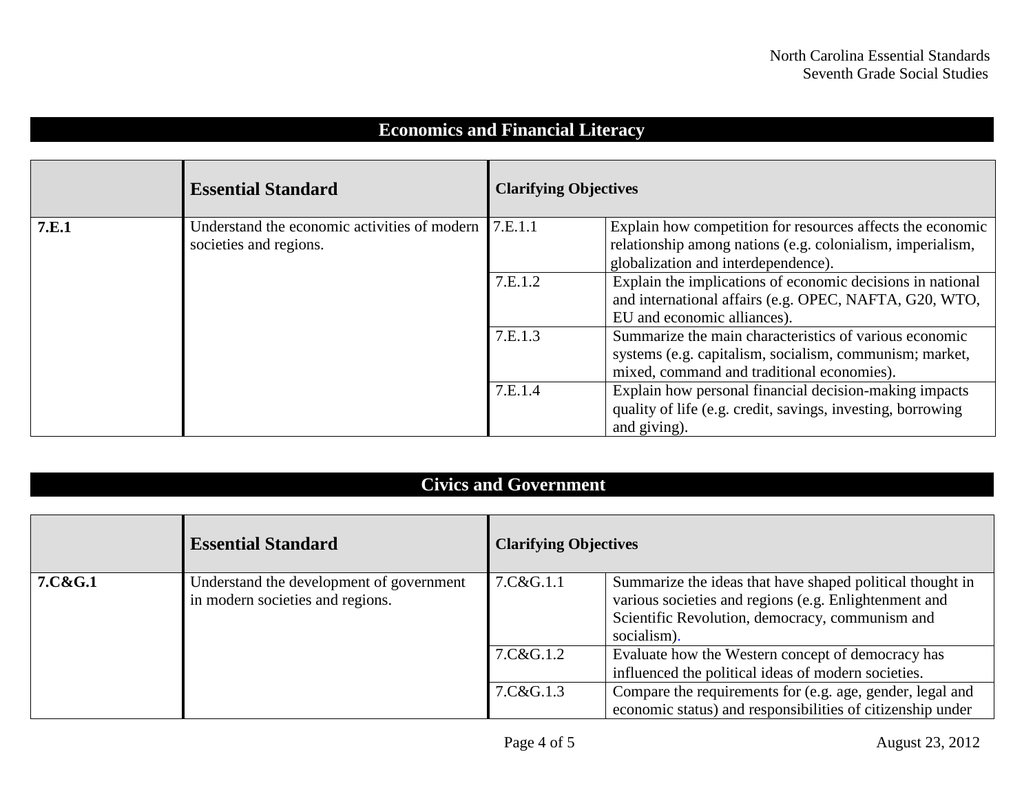## Economics and Financial Literacy

| | Essential Standard | Clarifying Objectives | |
|---|---|---|---|
| **7.E.1** | Understand the economic activities of modern societies and regions. | 7.E.1.1 | Explain how competition for resources affects the economic relationship among nations (e.g. colonialism, imperialism, globalization and interdependence). |
| | | 7.E.1.2 | Explain the implications of economic decisions in national and international affairs (e.g. OPEC, NAFTA, G20, WTO, EU and economic alliances). |
| | | 7.E.1.3 | Summarize the main characteristics of various economic systems (e.g. capitalism, socialism, communism; market, mixed, command and traditional economies). |
| | | 7.E.1.4 | Explain how personal financial decision-making impacts quality of life (e.g. credit, savings, investing, borrowing and giving). |

## Civics and Government

| | Essential Standard | Clarifying Objectives | |
|---|---|---|---|
| **7.C&G.1** | Understand the development of government in modern societies and regions. | 7.C&G.1.1 | Summarize the ideas that have shaped political thought in various societies and regions (e.g. Enlightenment and Scientific Revolution, democracy, communism and socialism). |
| | | 7.C&G.1.2 | Evaluate how the Western concept of democracy has influenced the political ideas of modern societies. |
| | | 7.C&G.1.3 | Compare the requirements for (e.g. age, gender, legal and economic status) and responsibilities of citizenship under |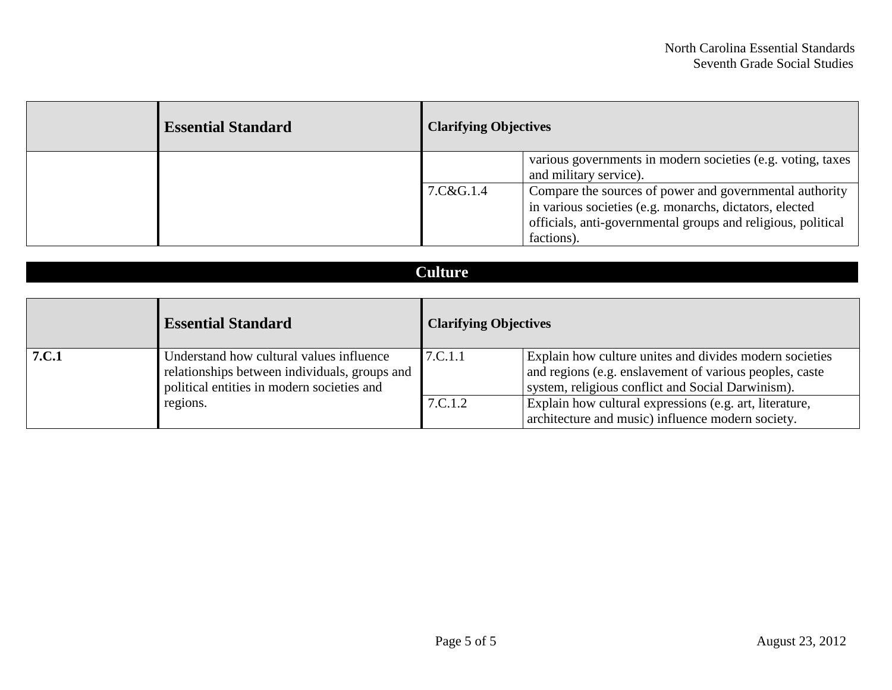| | Essential Standard | Clarifying Objectives | |
|---|---|---|---|
| | | | various governments in modern societies (e.g. voting, taxes and military service). |
| | | 7.C&G.1.4 | Compare the sources of power and governmental authority in various societies (e.g. monarchs, dictators, elected officials, anti-governmental groups and religious, political factions). |

## Culture

| | Essential Standard | Clarifying Objectives | |
|---|---|---|---|
| **7.C.1** | Understand how cultural values influence relationships between individuals, groups and political entities in modern societies and regions. | 7.C.1.1 | Explain how culture unites and divides modern societies and regions (e.g. enslavement of various peoples, caste system, religious conflict and Social Darwinism). |
| | | 7.C.1.2 | Explain how cultural expressions (e.g. art, literature, architecture and music) influence modern society. |